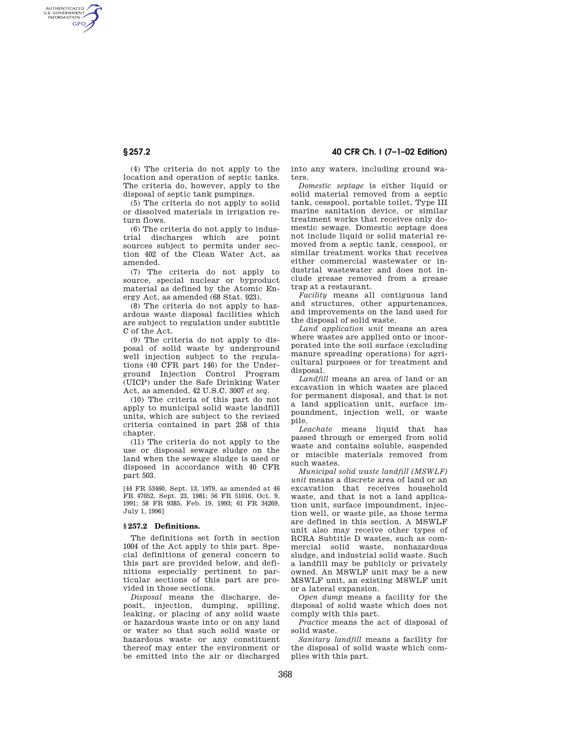(4) The criteria do not apply to the location and operation of septic tanks. The criteria do, however, apply to the disposal of septic tank pumpings.

(5) The criteria do not apply to solid or dissolved materials in irrigation return flows.

(6) The criteria do not apply to industrial discharges which are point sources subject to permits under section 402 of the Clean Water Act, as amended.

(7) The criteria do not apply to source, special nuclear or byproduct material as defined by the Atomic Energy Act, as amended (68 Stat. 923).

(8) The criteria do not apply to hazardous waste disposal facilities which are subject to regulation under subtitle C of the Act.

(9) The criteria do not apply to disposal of solid waste by underground well injection subject to the regulations (40 CFR part 146) for the Underground Injection Control Program (UICP) under the Safe Drinking Water Act, as amended, 42 U.S.C. 3007 *et seq.*

(10) The criteria of this part do not apply to municipal solid waste landfill units, which are subject to the revised criteria contained in part 258 of this chapter.

(11) The criteria do not apply to the use or disposal sewage sludge on the land when the sewage sludge is used or disposed in accordance with 40 CFR part 503.

[44 FR 53460, Sept. 13, 1979, as amended at 46 FR 47052, Sept. 23, 1981; 56 FR 51016, Oct. 9, 1991; 58 FR 9385, Feb. 19, 1993; 61 FR 34269, July 1, 1996]

### § 257.2 Definitions.

The definitions set forth in section 1004 of the Act apply to this part. Special definitions of general concern to this part are provided below, and definitions especially pertinent to particular sections of this part are provided in those sections.

*Disposal* means the discharge, deposit, injection, dumping, spilling, leaking, or placing of any solid waste or hazardous waste into or on any land or water so that such solid waste or hazardous waste or any constituent thereof may enter the environment or be emitted into the air or discharged into any waters, including ground waters.

*Domestic septage* is either liquid or solid material removed from a septic tank, cesspool, portable toilet, Type III marine sanitation device, or similar treatment works that receives only domestic sewage. Domestic septage does not include liquid or solid material removed from a septic tank, cesspool, or similar treatment works that receives either commercial wastewater or industrial wastewater and does not include grease removed from a grease trap at a restaurant.

*Facility* means all contiguous land and structures, other appurtenances, and improvements on the land used for the disposal of solid waste.

*Land application unit* means an area where wastes are applied onto or incorporated into the soil surface (excluding manure spreading operations) for agricultural purposes or for treatment and disposal.

*Landfill* means an area of land or an excavation in which wastes are placed for permanent disposal, and that is not a land application unit, surface impoundment, injection well, or waste pile.

*Leachate* means liquid that has passed through or emerged from solid waste and contains soluble, suspended or miscible materials removed from such wastes.

*Municipal solid waste landfill (MSWLF) unit* means a discrete area of land or an excavation that receives household waste, and that is not a land application unit, surface impoundment, injection well, or waste pile, as those terms are defined in this section. A MSWLF unit also may receive other types of RCRA Subtitle D wastes, such as commercial solid waste, nonhazardous sludge, and industrial solid waste. Such a landfill may be publicly or privately owned. An MSWLF unit may be a new MSWLF unit, an existing MSWLF unit or a lateral expansion.

*Open dump* means a facility for the disposal of solid waste which does not comply with this part.

*Practice* means the act of disposal of solid waste.

*Sanitary landfill* means a facility for the disposal of solid waste which complies with this part.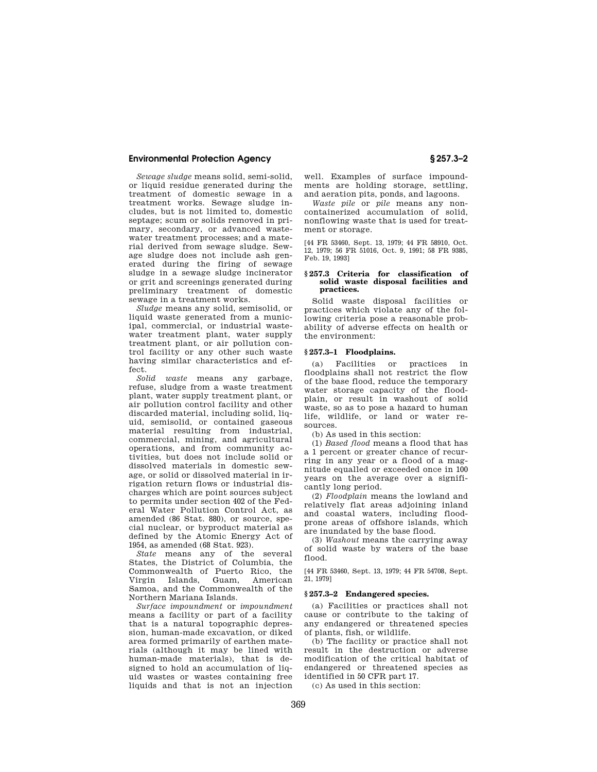*Sewage sludge* means solid, semi-solid, or liquid residue generated during the treatment of domestic sewage in a treatment works. Sewage sludge includes, but is not limited to, domestic septage; scum or solids removed in primary, secondary, or advanced wastewater treatment processes; and a material derived from sewage sludge. Sewage sludge does not include ash generated during the firing of sewage sludge in a sewage sludge incinerator or grit and screenings generated during preliminary treatment of domestic sewage in a treatment works.

*Sludge* means any solid, semisolid, or liquid waste generated from a municipal, commercial, or industrial wastewater treatment plant, water supply treatment plant, or air pollution control facility or any other such waste having similar characteristics and effect.

*Solid waste* means any garbage, refuse, sludge from a waste treatment plant, water supply treatment plant, or air pollution control facility and other discarded material, including solid, liquid, semisolid, or contained gaseous material resulting from industrial, commercial, mining, and agricultural operations, and from community activities, but does not include solid or dissolved materials in domestic sewage, or solid or dissolved material in irrigation return flows or industrial discharges which are point sources subject to permits under section 402 of the Federal Water Pollution Control Act, as amended (86 Stat. 880), or source, special nuclear, or byproduct material as defined by the Atomic Energy Act of 1954, as amended (68 Stat. 923).

*State* means any of the several States, the District of Columbia, the Commonwealth of Puerto Rico, the Virgin Islands, Guam, American Samoa, and the Commonwealth of the Northern Mariana Islands.

*Surface impoundment* or *impoundment* means a facility or part of a facility that is a natural topographic depression, human-made excavation, or diked area formed primarily of earthen materials (although it may be lined with human-made materials), that is designed to hold an accumulation of liquid wastes or wastes containing free liquids and that is not an injection well. Examples of surface impoundments are holding storage, settling, and aeration pits, ponds, and lagoons.

*Waste pile* or *pile* means any noncontainerized accumulation of solid, nonflowing waste that is used for treatment or storage.

[44 FR 53460, Sept. 13, 1979; 44 FR 58910, Oct. 12, 1979; 56 FR 51016, Oct. 9, 1991; 58 FR 9385, Feb. 19, 1993]

### § 257.3 Criteria for classification of solid waste disposal facilities and practices.

Solid waste disposal facilities or practices which violate any of the following criteria pose a reasonable probability of adverse effects on health or the environment:

### § 257.3–1 Floodplains.

(a) Facilities or practices in floodplains shall not restrict the flow of the base flood, reduce the temporary water storage capacity of the floodplain, or result in washout of solid waste, so as to pose a hazard to human life, wildlife, or land or water resources.

(b) As used in this section:

(1) *Based flood* means a flood that has a 1 percent or greater chance of recurring in any year or a flood of a magnitude equalled or exceeded once in 100 years on the average over a significantly long period.

(2) *Floodplain* means the lowland and relatively flat areas adjoining inland and coastal waters, including flood-prone areas of offshore islands, which are inundated by the base flood.

(3) *Washout* means the carrying away of solid waste by waters of the base flood.

[44 FR 53460, Sept. 13, 1979; 44 FR 54708, Sept. 21, 1979]

### § 257.3–2 Endangered species.

(a) Facilities or practices shall not cause or contribute to the taking of any endangered or threatened species of plants, fish, or wildlife.

(b) The facility or practice shall not result in the destruction or adverse modification of the critical habitat of endangered or threatened species as identified in 50 CFR part 17.

(c) As used in this section: